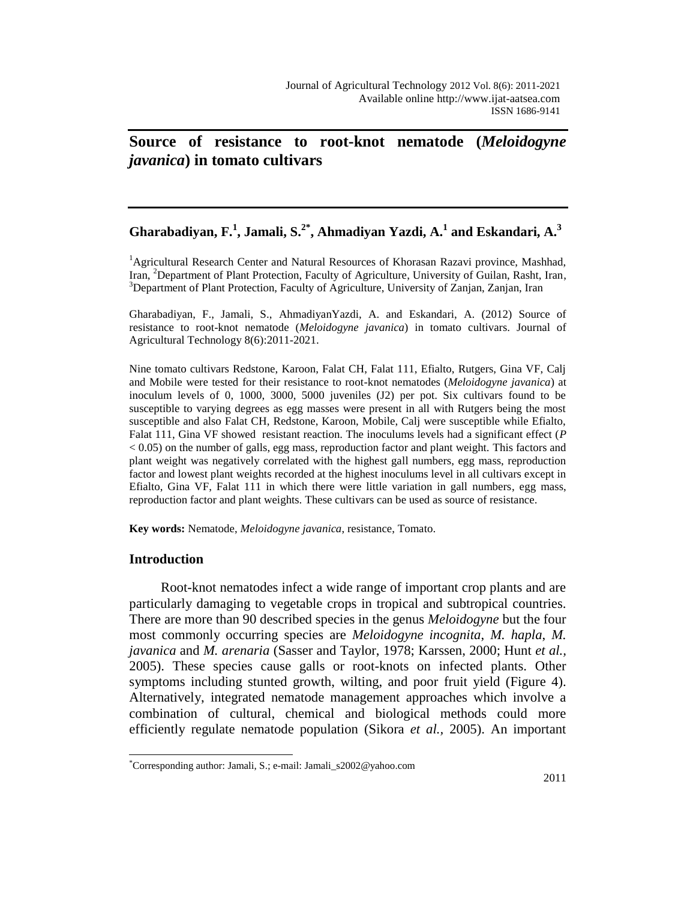# Source of resistance to root-knot nematode (*Meloidogyne javanica*) in tomato cultivars

**Gharabadiyan, F.[1], Jamali, S.[2*], Ahmadiyan Yazdi, A.[1] and Eskandari, A.[3]**

[1]Agricultural Research Center and Natural Resources of Khorasan Razavi province, Mashhad, Iran, [2]Department of Plant Protection, Faculty of Agriculture, University of Guilan, Rasht, Iran, [3]Department of Plant Protection, Faculty of Agriculture, University of Zanjan, Zanjan, Iran

Gharabadiyan, F., Jamali, S., AhmadiyanYazdi, A. and Eskandari, A. (2012) Source of resistance to root-knot nematode (*Meloidogyne javanica*) in tomato cultivars. Journal of Agricultural Technology 8(6):2011-2021.

Nine tomato cultivars Redstone, Karoon, Falat CH, Falat 111, Efialto, Rutgers, Gina VF, Calj and Mobile were tested for their resistance to root-knot nematodes (*Meloidogyne javanica*) at inoculum levels of 0, 1000, 3000, 5000 juveniles (J2) per pot. Six cultivars found to be susceptible to varying degrees as egg masses were present in all with Rutgers being the most susceptible and also Falat CH, Redstone, Karoon, Mobile, Calj were susceptible while Efialto, Falat 111, Gina VF showed resistant reaction. The inoculums levels had a significant effect ($P < 0.05$) on the number of galls, egg mass, reproduction factor and plant weight. This factors and plant weight was negatively correlated with the highest gall numbers, egg mass, reproduction factor and lowest plant weights recorded at the highest inoculums level in all cultivars except in Efialto, Gina VF, Falat 111 in which there were little variation in gall numbers, egg mass, reproduction factor and plant weights. These cultivars can be used as source of resistance.

**Key words:** Nematode, *Meloidogyne javanica*, resistance, Tomato.

## Introduction

Root-knot nematodes infect a wide range of important crop plants and are particularly damaging to vegetable crops in tropical and subtropical countries. There are more than 90 described species in the genus *Meloidogyne* but the four most commonly occurring species are *Meloidogyne incognita*, *M. hapla*, *M. javanica* and *M. arenaria* (Sasser and Taylor, 1978; Karssen, 2000; Hunt *et al.*, 2005). These species cause galls or root-knots on infected plants. Other symptoms including stunted growth, wilting, and poor fruit yield (Figure 4). Alternatively, integrated nematode management approaches which involve a combination of cultural, chemical and biological methods could more efficiently regulate nematode population (Sikora *et al.*, 2005). An important

[*]Corresponding author: Jamali, S.; e-mail: Jamali_s2002@yahoo.com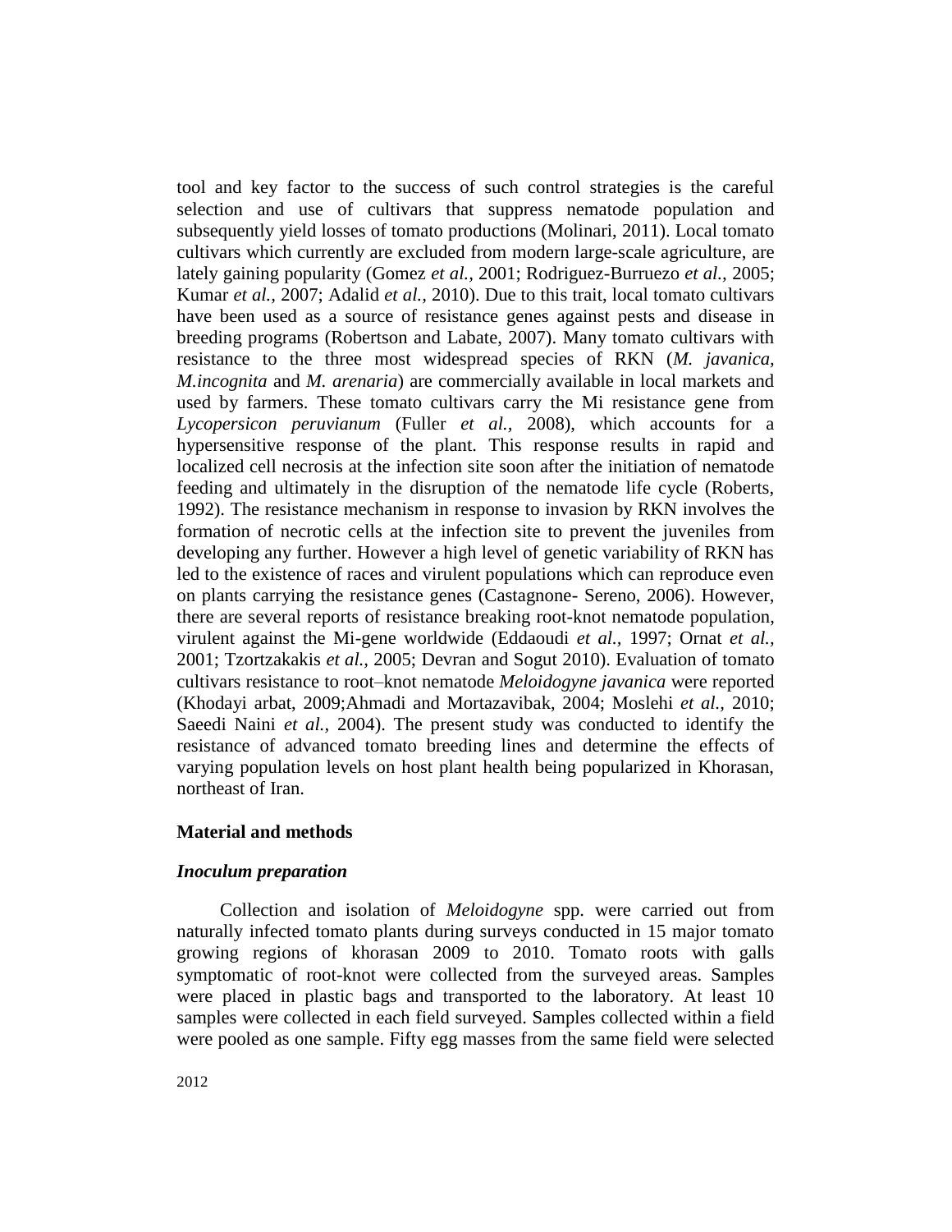tool and key factor to the success of such control strategies is the careful selection and use of cultivars that suppress nematode population and subsequently yield losses of tomato productions (Molinari, 2011). Local tomato cultivars which currently are excluded from modern large-scale agriculture, are lately gaining popularity (Gomez *et al.*, 2001; Rodriguez-Burruezo *et al.*, 2005; Kumar *et al.*, 2007; Adalid *et al.*, 2010). Due to this trait, local tomato cultivars have been used as a source of resistance genes against pests and disease in breeding programs (Robertson and Labate, 2007). Many tomato cultivars with resistance to the three most widespread species of RKN (*M. javanica, M.incognita* and *M. arenaria*) are commercially available in local markets and used by farmers. These tomato cultivars carry the Mi resistance gene from *Lycopersicon peruvianum* (Fuller *et al.*, 2008), which accounts for a hypersensitive response of the plant. This response results in rapid and localized cell necrosis at the infection site soon after the initiation of nematode feeding and ultimately in the disruption of the nematode life cycle (Roberts, 1992). The resistance mechanism in response to invasion by RKN involves the formation of necrotic cells at the infection site to prevent the juveniles from developing any further. However a high level of genetic variability of RKN has led to the existence of races and virulent populations which can reproduce even on plants carrying the resistance genes (Castagnone- Sereno, 2006). However, there are several reports of resistance breaking root-knot nematode population, virulent against the Mi-gene worldwide (Eddaoudi *et al.*, 1997; Ornat *et al.*, 2001; Tzortzakakis *et al.*, 2005; Devran and Sogut 2010). Evaluation of tomato cultivars resistance to root–knot nematode *Meloidogyne javanica* were reported (Khodayi arbat, 2009;Ahmadi and Mortazavibak, 2004; Moslehi *et al.*, 2010; Saeedi Naini *et al.*, 2004). The present study was conducted to identify the resistance of advanced tomato breeding lines and determine the effects of varying population levels on host plant health being popularized in Khorasan, northeast of Iran.

## Material and methods

### *Inoculum preparation*

Collection and isolation of *Meloidogyne* spp. were carried out from naturally infected tomato plants during surveys conducted in 15 major tomato growing regions of khorasan 2009 to 2010. Tomato roots with galls symptomatic of root-knot were collected from the surveyed areas. Samples were placed in plastic bags and transported to the laboratory. At least 10 samples were collected in each field surveyed. Samples collected within a field were pooled as one sample. Fifty egg masses from the same field were selected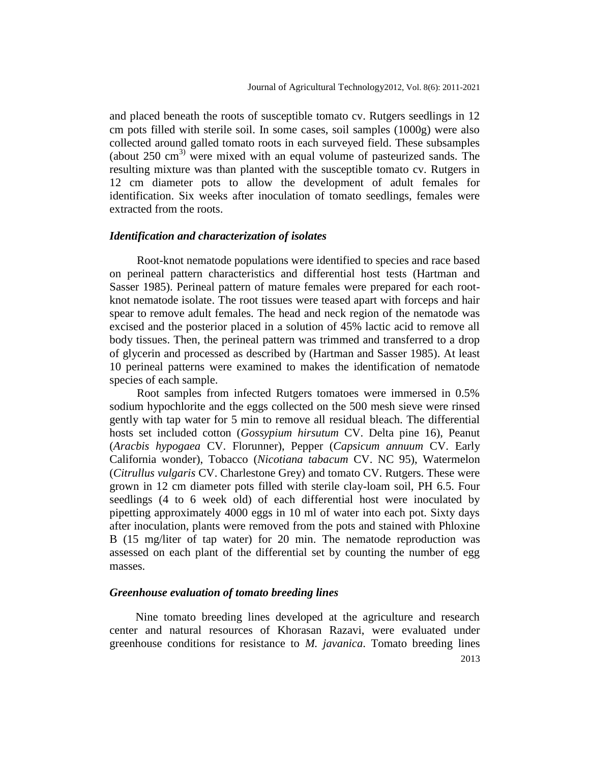and placed beneath the roots of susceptible tomato cv. Rutgers seedlings in 12 cm pots filled with sterile soil. In some cases, soil samples (1000g) were also collected around galled tomato roots in each surveyed field. These subsamples (about 250 $cm^{3}$) were mixed with an equal volume of pasteurized sands. The resulting mixture was than planted with the susceptible tomato cv. Rutgers in 12 cm diameter pots to allow the development of adult females for identification. Six weeks after inoculation of tomato seedlings, females were extracted from the roots.

### *Identification and characterization of isolates*

Root-knot nematode populations were identified to species and race based on perineal pattern characteristics and differential host tests (Hartman and Sasser 1985). Perineal pattern of mature females were prepared for each root-knot nematode isolate. The root tissues were teased apart with forceps and hair spear to remove adult females. The head and neck region of the nematode was excised and the posterior placed in a solution of 45% lactic acid to remove all body tissues. Then, the perineal pattern was trimmed and transferred to a drop of glycerin and processed as described by (Hartman and Sasser 1985). At least 10 perineal patterns were examined to makes the identification of nematode species of each sample.

Root samples from infected Rutgers tomatoes were immersed in 0.5% sodium hypochlorite and the eggs collected on the 500 mesh sieve were rinsed gently with tap water for 5 min to remove all residual bleach. The differential hosts set included cotton (*Gossypium hirsutum* CV. Delta pine 16), Peanut (*Aracbis hypogaea* CV. Florunner), Pepper (*Capsicum annuum* CV. Early California wonder), Tobacco (*Nicotiana tabacum* CV. NC 95), Watermelon (*Citrullus vulgaris* CV. Charlestone Grey) and tomato CV. Rutgers. These were grown in 12 cm diameter pots filled with sterile clay-loam soil, PH 6.5. Four seedlings (4 to 6 week old) of each differential host were inoculated by pipetting approximately 4000 eggs in 10 ml of water into each pot. Sixty days after inoculation, plants were removed from the pots and stained with Phloxine B (15 mg/liter of tap water) for 20 min. The nematode reproduction was assessed on each plant of the differential set by counting the number of egg masses.

### *Greenhouse evaluation of tomato breeding lines*

Nine tomato breeding lines developed at the agriculture and research center and natural resources of Khorasan Razavi, were evaluated under greenhouse conditions for resistance to *M. javanica*. Tomato breeding lines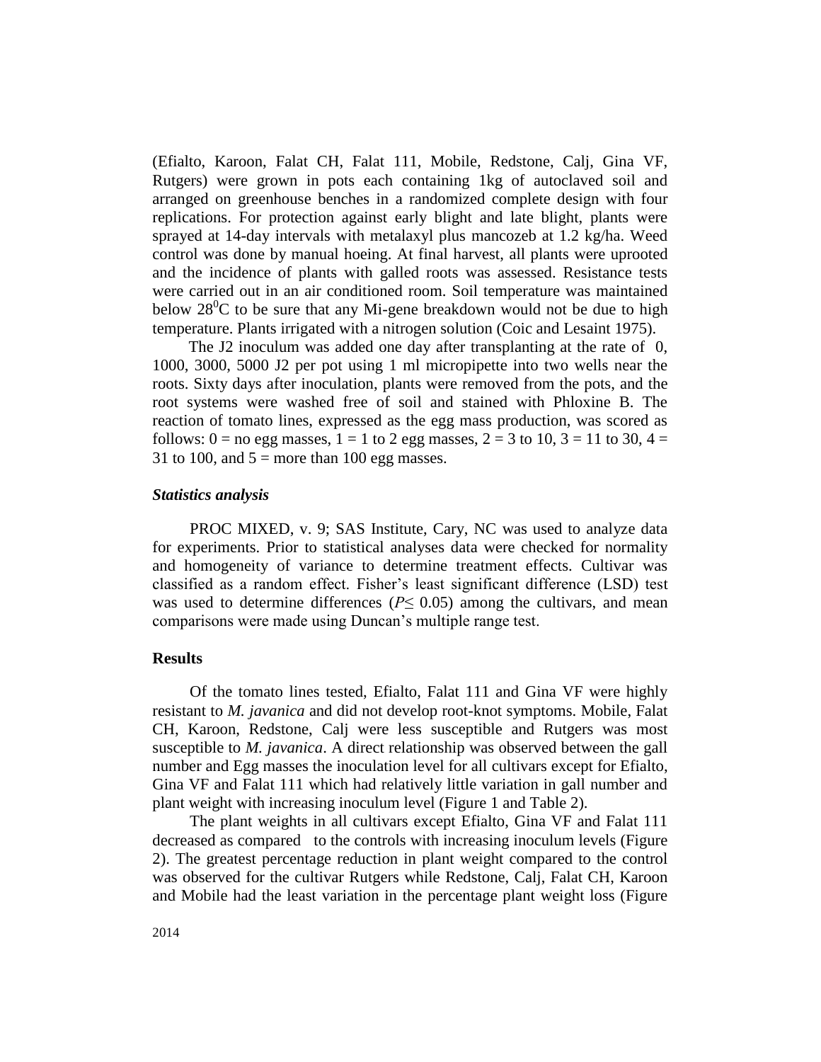(Efialto, Karoon, Falat CH, Falat 111, Mobile, Redstone, Calj, Gina VF, Rutgers) were grown in pots each containing 1kg of autoclaved soil and arranged on greenhouse benches in a randomized complete design with four replications. For protection against early blight and late blight, plants were sprayed at 14-day intervals with metalaxyl plus mancozeb at 1.2 kg/ha. Weed control was done by manual hoeing. At final harvest, all plants were uprooted and the incidence of plants with galled roots was assessed. Resistance tests were carried out in an air conditioned room. Soil temperature was maintained below $28^0$C to be sure that any Mi-gene breakdown would not be due to high temperature. Plants irrigated with a nitrogen solution (Coic and Lesaint 1975).

The J2 inoculum was added one day after transplanting at the rate of 0, 1000, 3000, 5000 J2 per pot using 1 ml micropipette into two wells near the roots. Sixty days after inoculation, plants were removed from the pots, and the root systems were washed free of soil and stained with Phloxine B. The reaction of tomato lines, expressed as the egg mass production, was scored as follows: 0 = no egg masses, 1 = 1 to 2 egg masses, 2 = 3 to 10, 3 = 11 to 30, 4 = 31 to 100, and 5 = more than 100 egg masses.

### *Statistics analysis*

PROC MIXED, v. 9; SAS Institute, Cary, NC was used to analyze data for experiments. Prior to statistical analyses data were checked for normality and homogeneity of variance to determine treatment effects. Cultivar was classified as a random effect. Fisher's least significant difference (LSD) test was used to determine differences ($P \leq 0.05$) among the cultivars, and mean comparisons were made using Duncan's multiple range test.

## Results

Of the tomato lines tested, Efialto, Falat 111 and Gina VF were highly resistant to *M. javanica* and did not develop root-knot symptoms. Mobile, Falat CH, Karoon, Redstone, Calj were less susceptible and Rutgers was most susceptible to *M. javanica*. A direct relationship was observed between the gall number and Egg masses the inoculation level for all cultivars except for Efialto, Gina VF and Falat 111 which had relatively little variation in gall number and plant weight with increasing inoculum level (Figure 1 and Table 2).

The plant weights in all cultivars except Efialto, Gina VF and Falat 111 decreased as compared to the controls with increasing inoculum levels (Figure 2). The greatest percentage reduction in plant weight compared to the control was observed for the cultivar Rutgers while Redstone, Calj, Falat CH, Karoon and Mobile had the least variation in the percentage plant weight loss (Figure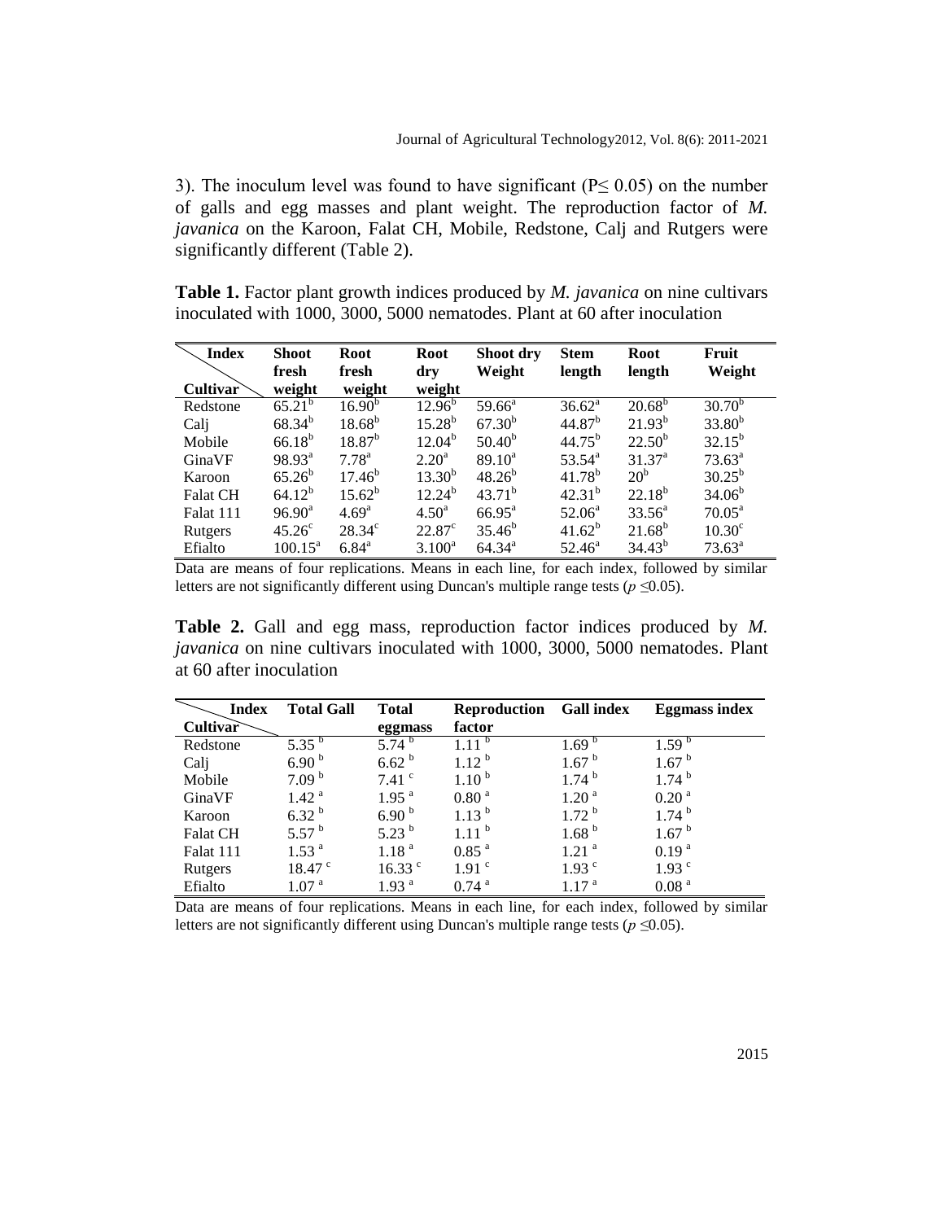3). The inoculum level was found to have significant (P≤ 0.05) on the number of galls and egg masses and plant weight. The reproduction factor of *M. javanica* on the Karoon, Falat CH, Mobile, Redstone, Calj and Rutgers were significantly different (Table 2).

**Table 1.** Factor plant growth indices produced by *M. javanica* on nine cultivars inoculated with 1000, 3000, 5000 nematodes. Plant at 60 after inoculation

| Cultivar \ Index | Shoot fresh weight | Root fresh weight | Root dry weight | Shoot dry Weight | Stem length | Root length | Fruit Weight |
|---|---|---|---|---|---|---|---|
| Redstone | $65.21^b$ | $16.90^b$ | $12.96^b$ | $59.66^a$ | $36.62^a$ | $20.68^b$ | $30.70^b$ |
| Calj | $68.34^b$ | $18.68^b$ | $15.28^b$ | $67.30^b$ | $44.87^b$ | $21.93^b$ | $33.80^b$ |
| Mobile | $66.18^b$ | $18.87^b$ | $12.04^b$ | $50.40^b$ | $44.75^b$ | $22.50^b$ | $32.15^b$ |
| GinaVF | $98.93^a$ | $7.78^a$ | $2.20^a$ | $89.10^a$ | $53.54^a$ | $31.37^a$ | $73.63^a$ |
| Karoon | $65.26^b$ | $17.46^b$ | $13.30^b$ | $48.26^b$ | $41.78^b$ | $20^b$ | $30.25^b$ |
| Falat CH | $64.12^b$ | $15.62^b$ | $12.24^b$ | $43.71^b$ | $42.31^b$ | $22.18^b$ | $34.06^b$ |
| Falat 111 | $96.90^a$ | $4.69^a$ | $4.50^a$ | $66.95^a$ | $52.06^a$ | $33.56^a$ | $70.05^a$ |
| Rutgers | $45.26^c$ | $28.34^c$ | $22.87^c$ | $35.46^b$ | $41.62^b$ | $21.68^b$ | $10.30^c$ |
| Efialto | $100.15^a$ | $6.84^a$ | $3.100^a$ | $64.34^a$ | $52.46^a$ | $34.43^b$ | $73.63^a$ |

Data are means of four replications. Means in each line, for each index, followed by similar letters are not significantly different using Duncan's multiple range tests ($p \leq 0.05$).

**Table 2.** Gall and egg mass, reproduction factor indices produced by *M. javanica* on nine cultivars inoculated with 1000, 3000, 5000 nematodes. Plant at 60 after inoculation

| Cultivar \ Index | Total Gall | Total eggmass | Reproduction factor | Gall index | Eggmass index |
|---|---|---|---|---|---|
| Redstone | $5.35^b$ | $5.74^b$ | $1.11^b$ | $1.69^b$ | $1.59^b$ |
| Calj | $6.90^b$ | $6.62^b$ | $1.12^b$ | $1.67^b$ | $1.67^b$ |
| Mobile | $7.09^b$ | $7.41^c$ | $1.10^b$ | $1.74^b$ | $1.74^b$ |
| GinaVF | $1.42^a$ | $1.95^a$ | $0.80^a$ | $1.20^a$ | $0.20^a$ |
| Karoon | $6.32^b$ | $6.90^b$ | $1.13^b$ | $1.72^b$ | $1.74^b$ |
| Falat CH | $5.57^b$ | $5.23^b$ | $1.11^b$ | $1.68^b$ | $1.67^b$ |
| Falat 111 | $1.53^a$ | $1.18^a$ | $0.85^a$ | $1.21^a$ | $0.19^a$ |
| Rutgers | $18.47^c$ | $16.33^c$ | $1.91^c$ | $1.93^c$ | $1.93^c$ |
| Efialto | $1.07^a$ | $1.93^a$ | $0.74^a$ | $1.17^a$ | $0.08^a$ |

Data are means of four replications. Means in each line, for each index, followed by similar letters are not significantly different using Duncan's multiple range tests ($p \leq 0.05$).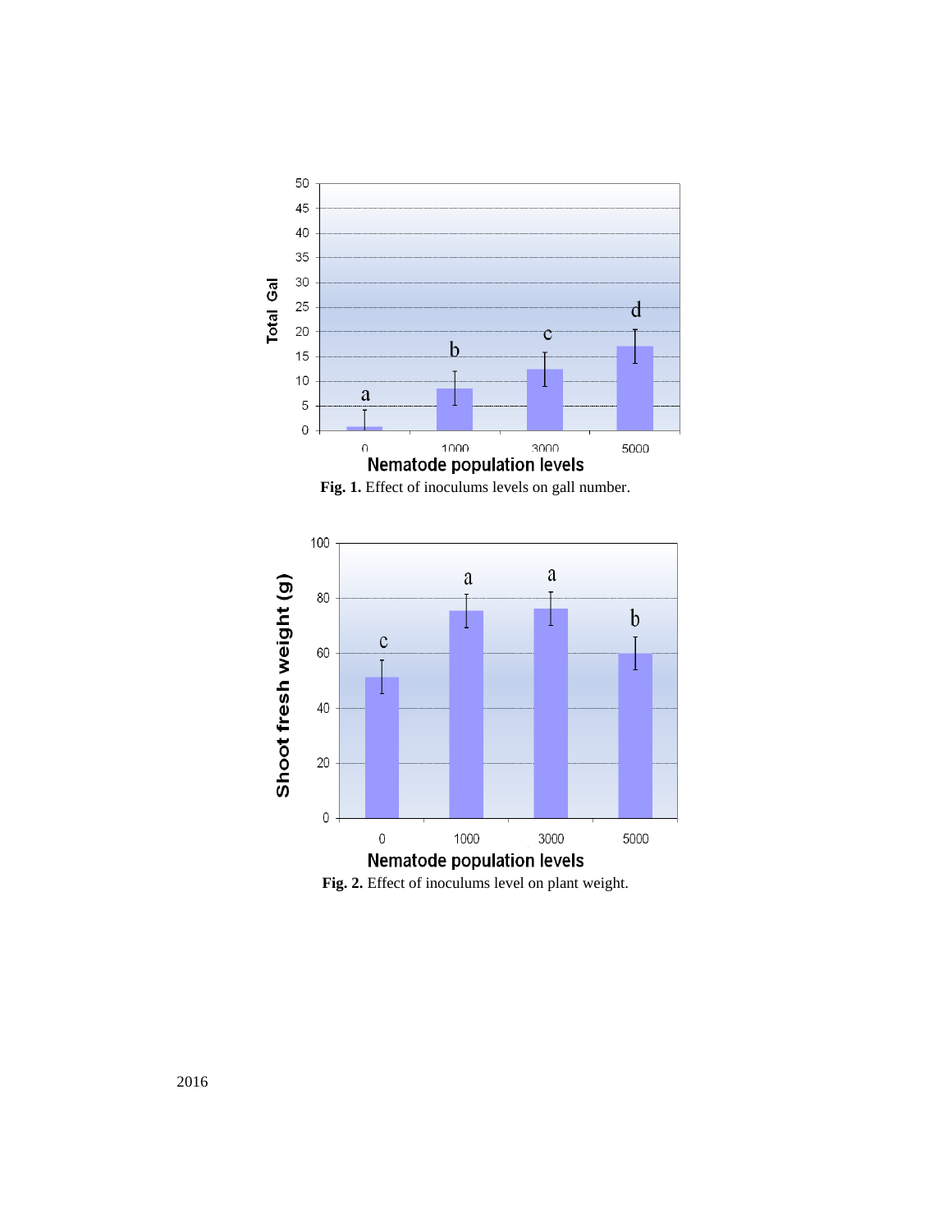**Fig. 1.** Effect of inoculums levels on gall number.

**Fig. 2.** Effect of inoculums level on plant weight.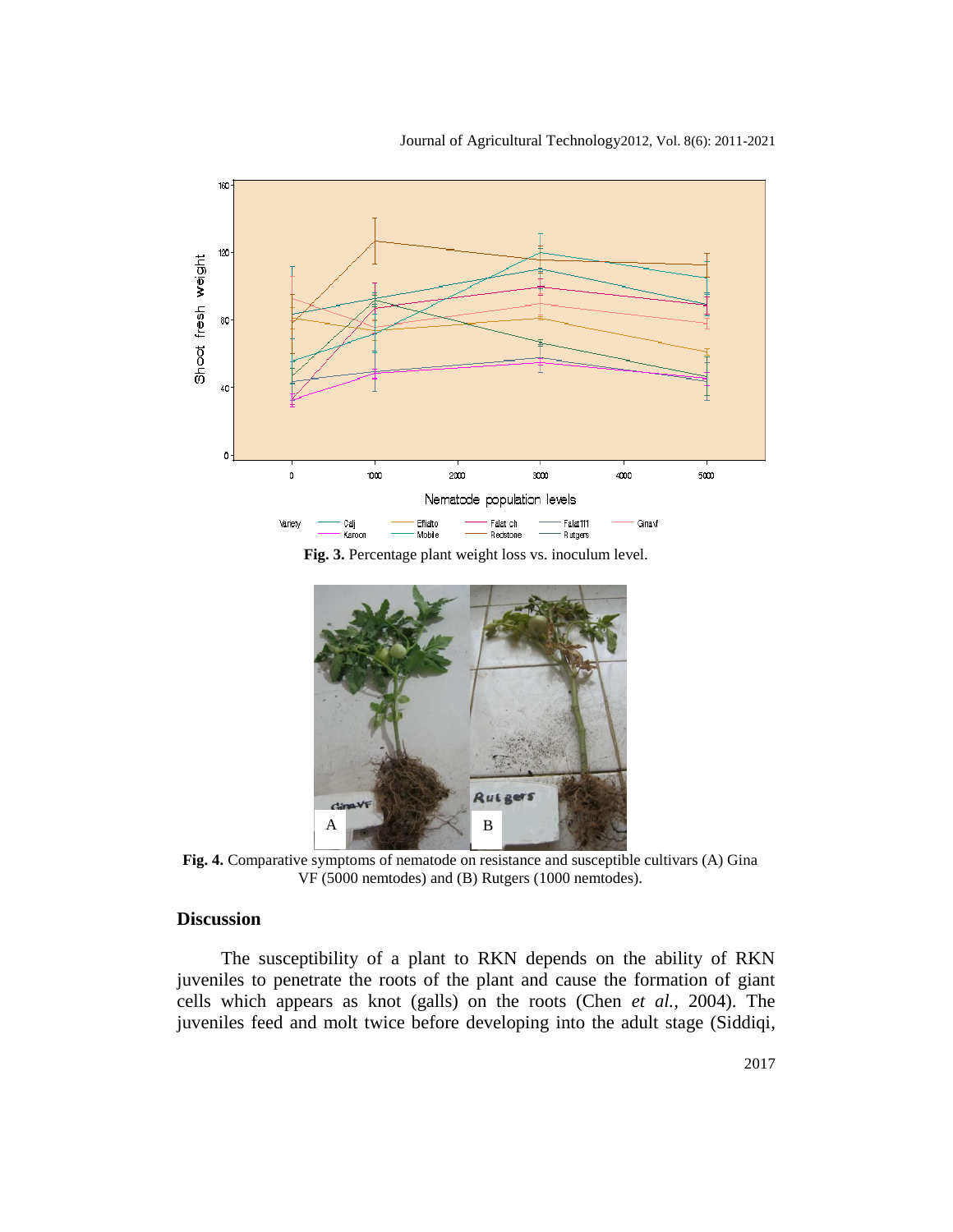**Fig. 3.** Percentage plant weight loss vs. inoculum level.

**Fig. 4.** Comparative symptoms of nematode on resistance and susceptible cultivars (A) Gina VF (5000 nemtodes) and (B) Rutgers (1000 nemtodes).

## Discussion

The susceptibility of a plant to RKN depends on the ability of RKN juveniles to penetrate the roots of the plant and cause the formation of giant cells which appears as knot (galls) on the roots (Chen *et al.*, 2004). The juveniles feed and molt twice before developing into the adult stage (Siddiqi,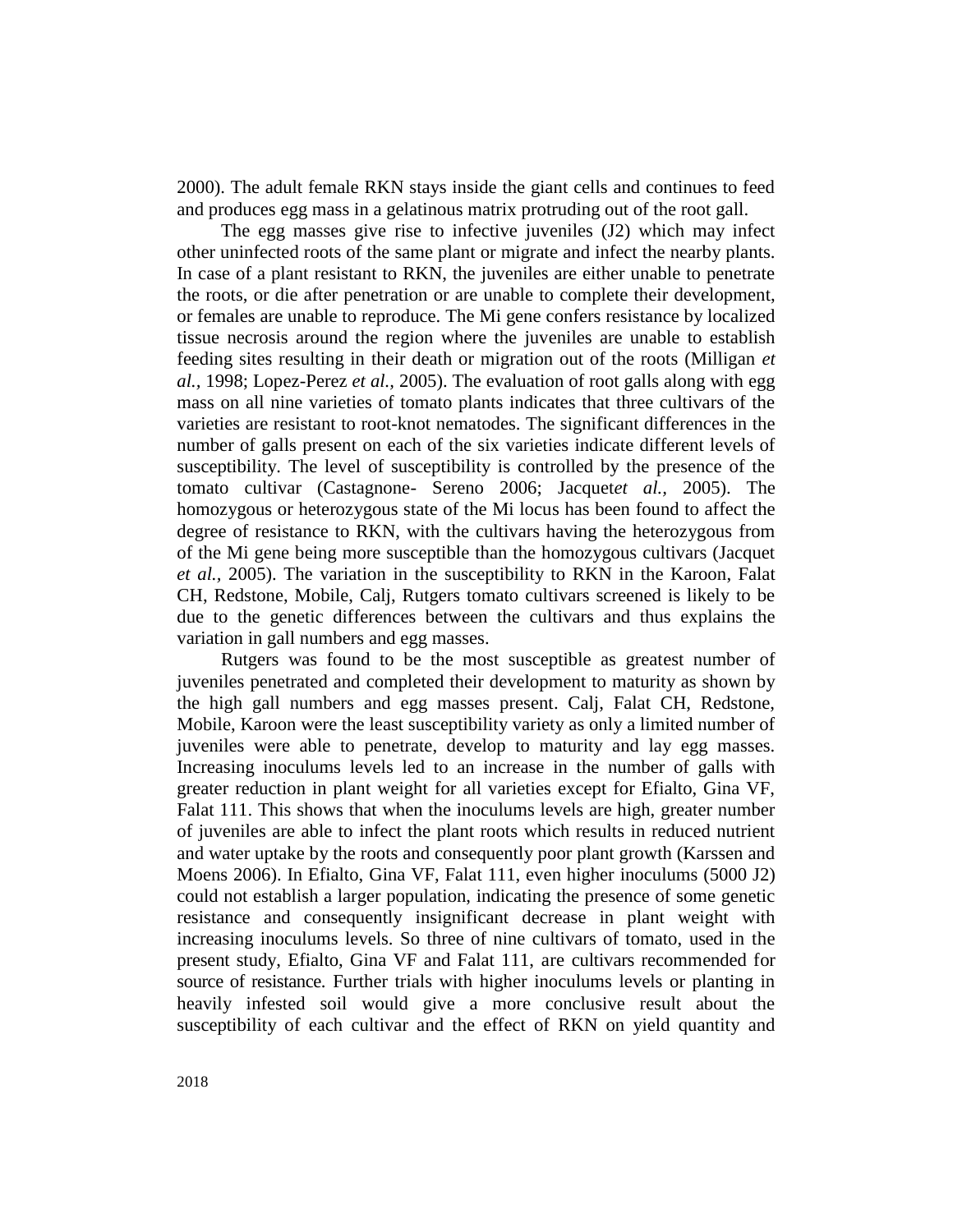2000). The adult female RKN stays inside the giant cells and continues to feed and produces egg mass in a gelatinous matrix protruding out of the root gall.

The egg masses give rise to infective juveniles (J2) which may infect other uninfected roots of the same plant or migrate and infect the nearby plants. In case of a plant resistant to RKN, the juveniles are either unable to penetrate the roots, or die after penetration or are unable to complete their development, or females are unable to reproduce. The Mi gene confers resistance by localized tissue necrosis around the region where the juveniles are unable to establish feeding sites resulting in their death or migration out of the roots (Milligan *et al.,* 1998; Lopez-Perez *et al.,* 2005). The evaluation of root galls along with egg mass on all nine varieties of tomato plants indicates that three cultivars of the varieties are resistant to root-knot nematodes. The significant differences in the number of galls present on each of the six varieties indicate different levels of susceptibility. The level of susceptibility is controlled by the presence of the tomato cultivar (Castagnone- Sereno 2006; Jacquet*et al.,* 2005). The homozygous or heterozygous state of the Mi locus has been found to affect the degree of resistance to RKN, with the cultivars having the heterozygous from of the Mi gene being more susceptible than the homozygous cultivars (Jacquet *et al.,* 2005). The variation in the susceptibility to RKN in the Karoon, Falat CH, Redstone, Mobile, Calj, Rutgers tomato cultivars screened is likely to be due to the genetic differences between the cultivars and thus explains the variation in gall numbers and egg masses.

Rutgers was found to be the most susceptible as greatest number of juveniles penetrated and completed their development to maturity as shown by the high gall numbers and egg masses present. Calj, Falat CH, Redstone, Mobile, Karoon were the least susceptibility variety as only a limited number of juveniles were able to penetrate, develop to maturity and lay egg masses. Increasing inoculums levels led to an increase in the number of galls with greater reduction in plant weight for all varieties except for Efialto, Gina VF, Falat 111. This shows that when the inoculums levels are high, greater number of juveniles are able to infect the plant roots which results in reduced nutrient and water uptake by the roots and consequently poor plant growth (Karssen and Moens 2006). In Efialto, Gina VF, Falat 111, even higher inoculums (5000 J2) could not establish a larger population, indicating the presence of some genetic resistance and consequently insignificant decrease in plant weight with increasing inoculums levels. So three of nine cultivars of tomato, used in the present study, Efialto, Gina VF and Falat 111, are cultivars recommended for source of resistance. Further trials with higher inoculums levels or planting in heavily infested soil would give a more conclusive result about the susceptibility of each cultivar and the effect of RKN on yield quantity and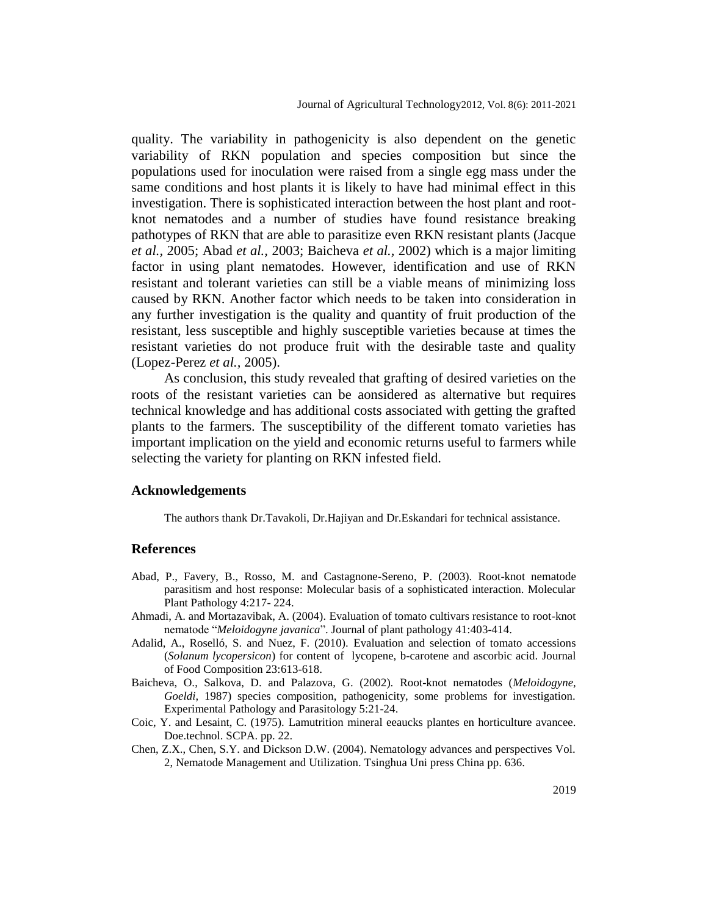quality. The variability in pathogenicity is also dependent on the genetic variability of RKN population and species composition but since the populations used for inoculation were raised from a single egg mass under the same conditions and host plants it is likely to have had minimal effect in this investigation. There is sophisticated interaction between the host plant and root-knot nematodes and a number of studies have found resistance breaking pathotypes of RKN that are able to parasitize even RKN resistant plants (Jacque *et al.,* 2005; Abad *et al.,* 2003; Baicheva *et al.,* 2002) which is a major limiting factor in using plant nematodes. However, identification and use of RKN resistant and tolerant varieties can still be a viable means of minimizing loss caused by RKN. Another factor which needs to be taken into consideration in any further investigation is the quality and quantity of fruit production of the resistant, less susceptible and highly susceptible varieties because at times the resistant varieties do not produce fruit with the desirable taste and quality (Lopez-Perez *et al.,* 2005).

As conclusion, this study revealed that grafting of desired varieties on the roots of the resistant varieties can be aonsidered as alternative but requires technical knowledge and has additional costs associated with getting the grafted plants to the farmers. The susceptibility of the different tomato varieties has important implication on the yield and economic returns useful to farmers while selecting the variety for planting on RKN infested field.

## Acknowledgements

The authors thank Dr.Tavakoli, Dr.Hajiyan and Dr.Eskandari for technical assistance.

## References

Abad, P., Favery, B., Rosso, M. and Castagnone-Sereno, P. (2003). Root-knot nematode parasitism and host response: Molecular basis of a sophisticated interaction. Molecular Plant Pathology 4:217- 224.

Ahmadi, A. and Mortazavibak, A. (2004). Evaluation of tomato cultivars resistance to root-knot nematode "*Meloidogyne javanica*". Journal of plant pathology 41:403-414.

Adalid, A., Roselló, S. and Nuez, F. (2010). Evaluation and selection of tomato accessions (*Solanum lycopersicon*) for content of lycopene, b-carotene and ascorbic acid. Journal of Food Composition 23:613-618.

Baicheva, O., Salkova, D. and Palazova, G. (2002). Root-knot nematodes (*Meloidogyne, Goeldi*, 1987) species composition, pathogenicity, some problems for investigation. Experimental Pathology and Parasitology 5:21-24.

Coic, Y. and Lesaint, C. (1975). Lamutrition mineral eeaucks plantes en horticulture avancee. Doe.technol. SCPA. pp. 22.

Chen, Z.X., Chen, S.Y. and Dickson D.W. (2004). Nematology advances and perspectives Vol. 2, Nematode Management and Utilization. Tsinghua Uni press China pp. 636.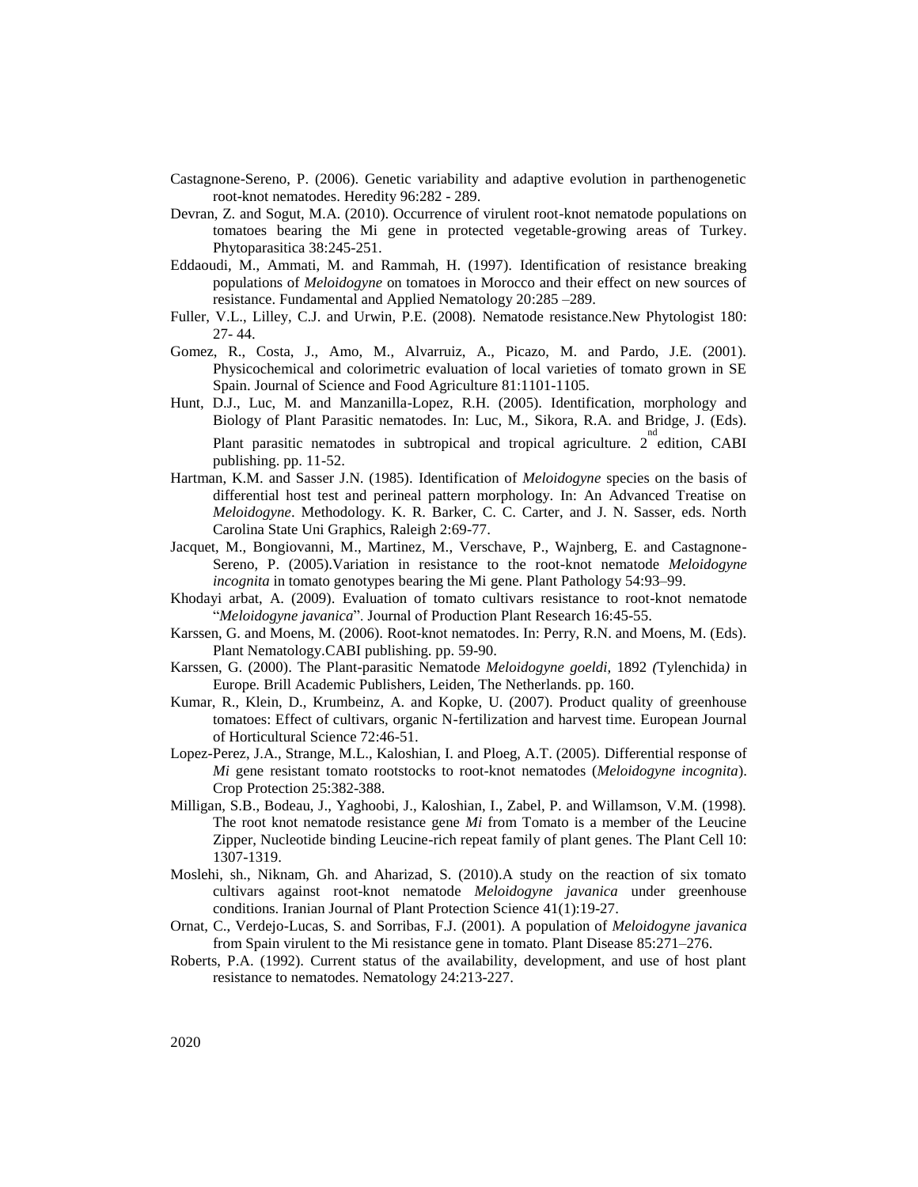Castagnone-Sereno, P. (2006). Genetic variability and adaptive evolution in parthenogenetic root-knot nematodes. Heredity 96:282 - 289.

Devran, Z. and Sogut, M.A. (2010). Occurrence of virulent root-knot nematode populations on tomatoes bearing the Mi gene in protected vegetable-growing areas of Turkey. Phytoparasitica 38:245-251.

Eddaoudi, M., Ammati, M. and Rammah, H. (1997). Identification of resistance breaking populations of *Meloidogyne* on tomatoes in Morocco and their effect on new sources of resistance. Fundamental and Applied Nematology 20:285 –289.

Fuller, V.L., Lilley, C.J. and Urwin, P.E. (2008). Nematode resistance.New Phytologist 180: 27- 44.

Gomez, R., Costa, J., Amo, M., Alvarruiz, A., Picazo, M. and Pardo, J.E. (2001). Physicochemical and colorimetric evaluation of local varieties of tomato grown in SE Spain. Journal of Science and Food Agriculture 81:1101-1105.

Hunt, D.J., Luc, M. and Manzanilla-Lopez, R.H. (2005). Identification, morphology and Biology of Plant Parasitic nematodes. In: Luc, M., Sikora, R.A. and Bridge, J. (Eds). Plant parasitic nematodes in subtropical and tropical agriculture. 2nd edition, CABI publishing. pp. 11-52.

Hartman, K.M. and Sasser J.N. (1985). Identification of *Meloidogyne* species on the basis of differential host test and perineal pattern morphology. In: An Advanced Treatise on *Meloidogyne*. Methodology. K. R. Barker, C. C. Carter, and J. N. Sasser, eds. North Carolina State Uni Graphics, Raleigh 2:69-77.

Jacquet, M., Bongiovanni, M., Martinez, M., Verschave, P., Wajnberg, E. and Castagnone-Sereno, P. (2005).Variation in resistance to the root-knot nematode *Meloidogyne incognita* in tomato genotypes bearing the Mi gene. Plant Pathology 54:93–99.

Khodayi arbat, A. (2009). Evaluation of tomato cultivars resistance to root-knot nematode "*Meloidogyne javanica*". Journal of Production Plant Research 16:45-55.

Karssen, G. and Moens, M. (2006). Root-knot nematodes. In: Perry, R.N. and Moens, M. (Eds). Plant Nematology.CABI publishing. pp. 59-90.

Karssen, G. (2000). The Plant-parasitic Nematode *Meloidogyne goeldi*, 1892 *(*Tylenchida*)* in Europe. Brill Academic Publishers, Leiden, The Netherlands. pp. 160.

Kumar, R., Klein, D., Krumbeinz, A. and Kopke, U. (2007). Product quality of greenhouse tomatoes: Effect of cultivars, organic N-fertilization and harvest time. European Journal of Horticultural Science 72:46-51.

Lopez-Perez, J.A., Strange, M.L., Kaloshian, I. and Ploeg, A.T. (2005). Differential response of *Mi* gene resistant tomato rootstocks to root-knot nematodes (*Meloidogyne incognita*). Crop Protection 25:382-388.

Milligan, S.B., Bodeau, J., Yaghoobi, J., Kaloshian, I., Zabel, P. and Willamson, V.M. (1998). The root knot nematode resistance gene *Mi* from Tomato is a member of the Leucine Zipper, Nucleotide binding Leucine-rich repeat family of plant genes. The Plant Cell 10: 1307-1319.

Moslehi, sh., Niknam, Gh. and Aharizad, S. (2010).A study on the reaction of six tomato cultivars against root-knot nematode *Meloidogyne javanica* under greenhouse conditions. Iranian Journal of Plant Protection Science 41(1):19-27.

Ornat, C., Verdejo-Lucas, S. and Sorribas, F.J. (2001). A population of *Meloidogyne javanica* from Spain virulent to the Mi resistance gene in tomato. Plant Disease 85:271–276.

Roberts, P.A. (1992). Current status of the availability, development, and use of host plant resistance to nematodes. Nematology 24:213-227.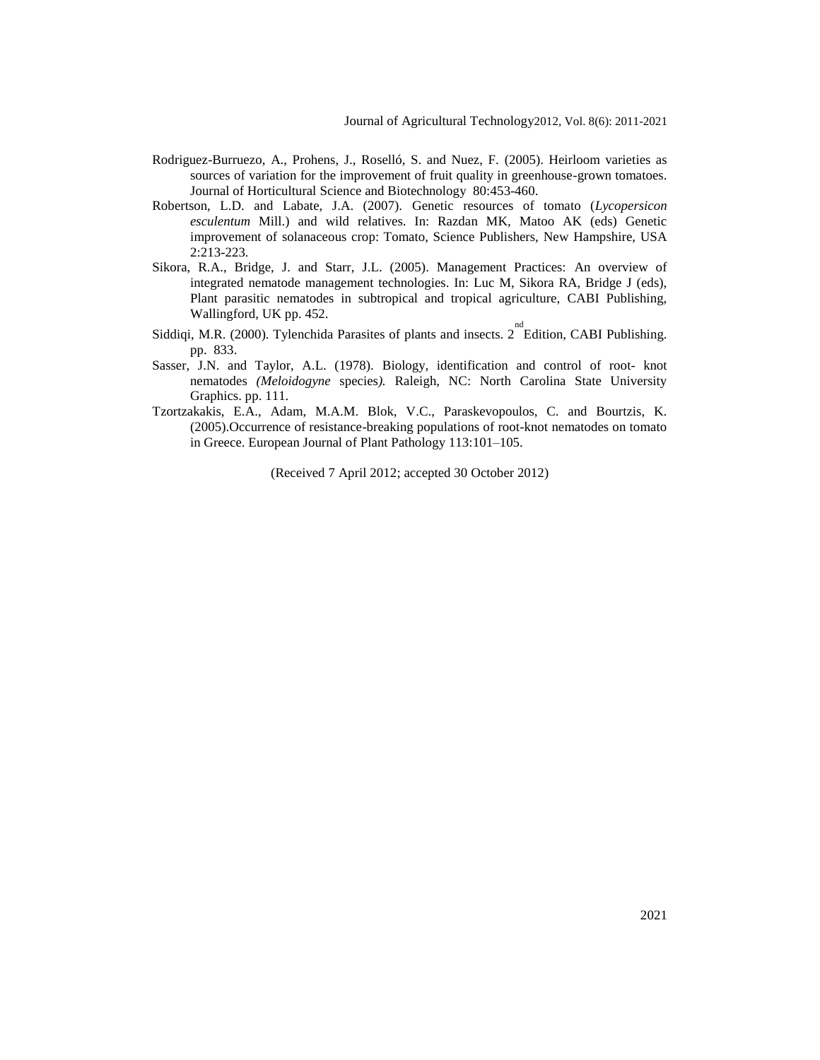Rodriguez-Burruezo, A., Prohens, J., Roselló, S. and Nuez, F. (2005). Heirloom varieties as sources of variation for the improvement of fruit quality in greenhouse-grown tomatoes. Journal of Horticultural Science and Biotechnology 80:453-460.

Robertson, L.D. and Labate, J.A. (2007). Genetic resources of tomato (*Lycopersicon esculentum* Mill.) and wild relatives. In: Razdan MK, Matoo AK (eds) Genetic improvement of solanaceous crop: Tomato, Science Publishers, New Hampshire, USA 2:213-223.

Sikora, R.A., Bridge, J. and Starr, J.L. (2005). Management Practices: An overview of integrated nematode management technologies. In: Luc M, Sikora RA, Bridge J (eds), Plant parasitic nematodes in subtropical and tropical agriculture, CABI Publishing, Wallingford, UK pp. 452.

Siddiqi, M.R. (2000). Tylenchida Parasites of plants and insects. 2nd Edition, CABI Publishing. pp. 833.

Sasser, J.N. and Taylor, A.L. (1978). Biology, identification and control of root- knot nematodes *(Meloidogyne* species*).* Raleigh, NC: North Carolina State University Graphics. pp. 111.

Tzortzakakis, E.A., Adam, M.A.M. Blok, V.C., Paraskevopoulos, C. and Bourtzis, K. (2005).Occurrence of resistance-breaking populations of root-knot nematodes on tomato in Greece. European Journal of Plant Pathology 113:101–105.

(Received 7 April 2012; accepted 30 October 2012)